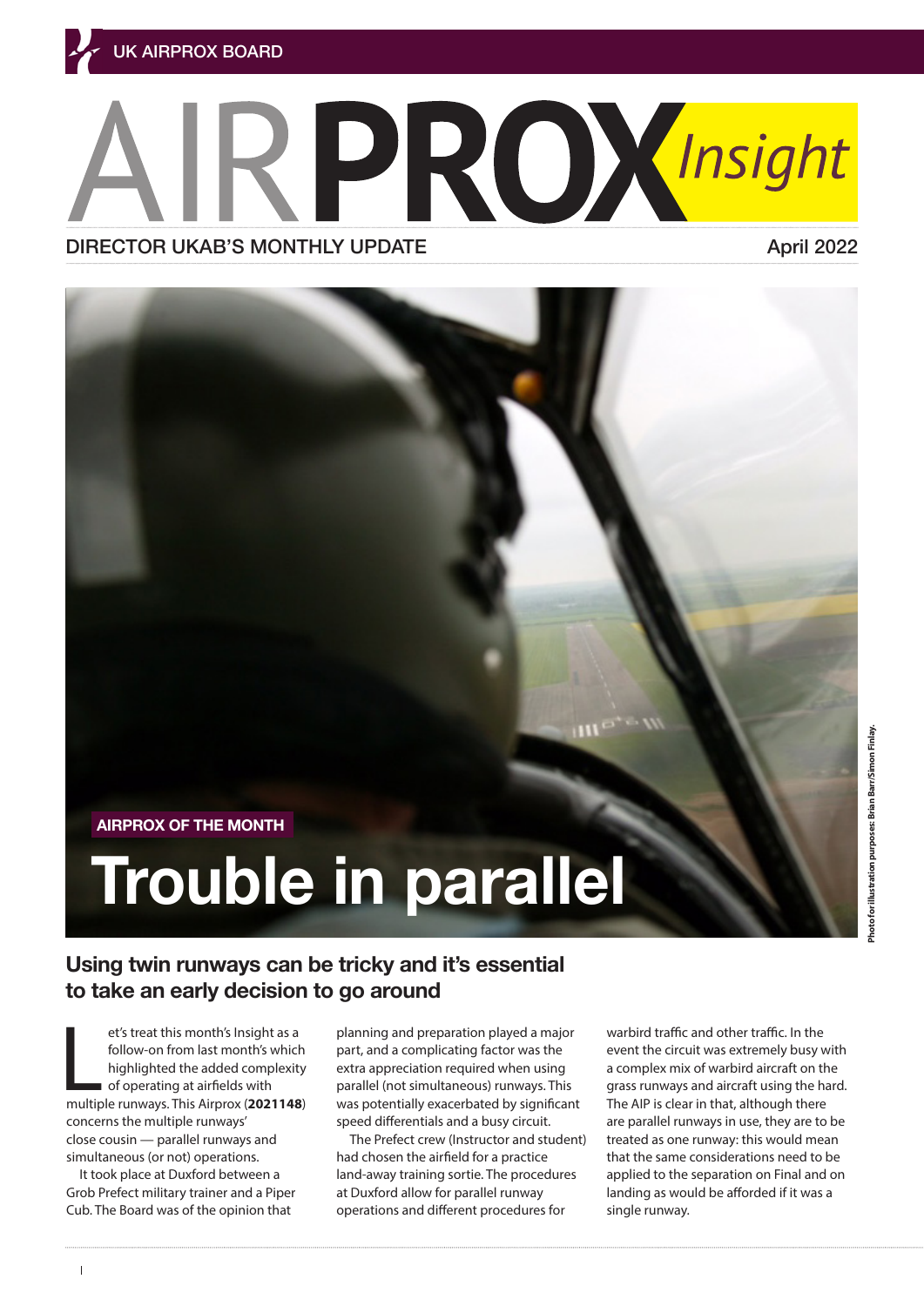UK AIRPROX BOARD

# AIRPROX Insight

DIRECTOR UKAB'S MONTHLY UPDATE

April 2022

AIRPROX OF THE MONTH

## Trouble in parallel

Photo for illustration purposes: Brian Barr/Simon Finlay.

### Using twin runways can be tricky and it's essential to take an early decision to go around

Let's treat this month's Insight as a follow-on from last month's which highlighted the added complexity of operating at airfields with multiple runways. This Airprox (**2021148**) concerns the multiple runways' close cousin — parallel runways and simultaneous (or not) operations.

It took place at Duxford between a Grob Prefect military trainer and a Piper Cub. The Board was of the opinion that planning and preparation played a major part, and a complicating factor was the extra appreciation required when using parallel (not simultaneous) runways. This was potentially exacerbated by significant speed differentials and a busy circuit.

The Prefect crew (Instructor and student) had chosen the airfield for a practice land-away training sortie. The procedures at Duxford allow for parallel runway operations and different procedures for warbird traffic and other traffic. In the event the circuit was extremely busy with a complex mix of warbird aircraft on the grass runways and aircraft using the hard. The AIP is clear in that, although there are parallel runways in use, they are to be treated as one runway: this would mean that the same considerations need to be applied to the separation on Final and on landing as would be afforded if it was a single runway.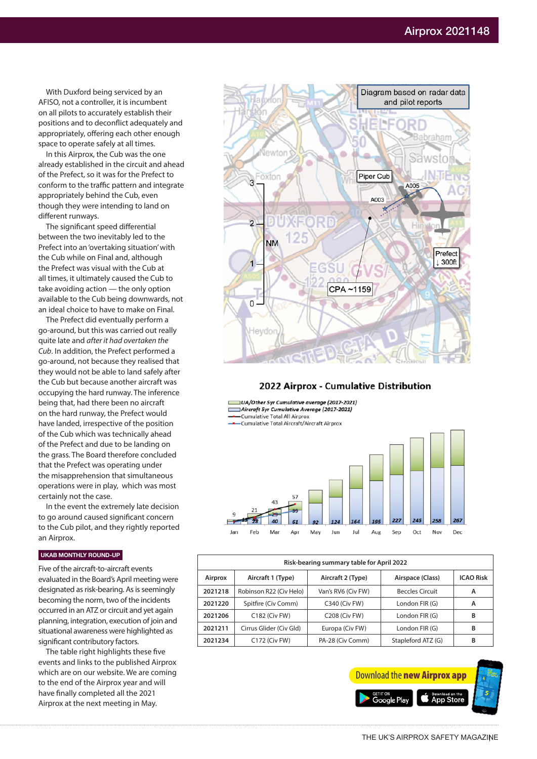With Duxford being serviced by an AFISO, not a controller, it is incumbent on all pilots to accurately establish their positions and to deconflict adequately and appropriately, offering each other enough space to operate safely at all times.

In this Airprox, the Cub was the one already established in the circuit and ahead of the Prefect, so it was for the Prefect to conform to the traffic pattern and integrate appropriately behind the Cub, even though they were intending to land on different runways.

The significant speed differential between the two inevitably led to the Prefect into an 'overtaking situation' with the Cub while on Final and, although the Prefect was visual with the Cub at all times, it ultimately caused the Cub to take avoiding action — the only option available to the Cub being downwards, not an ideal choice to have to make on Final.

The Prefect did eventually perform a go-around, but this was carried out really quite late and *after it had overtaken the Cub*. In addition, the Prefect performed a go-around, not because they realised that they would not be able to land safely after the Cub but because another aircraft was occupying the hard runway. The inference being that, had there been no aircraft on the hard runway, the Prefect would have landed, irrespective of the position of the Cub which was technically ahead of the Prefect and due to be landing on the grass. The Board therefore concluded that the Prefect was operating under the misapprehension that simultaneous operations were in play, which was most certainly not the case.

In the event the extremely late decision to go around caused significant concern to the Cub pilot, and they rightly reported an Airprox.

Diagram based on radar data and pilot reports

Piper Cub

A005

A003

Prefect ↓ 300ft

CPA ~1159

NM

0

1

2

3

## UKAB MONTHLY ROUND-UP

Five of the aircraft-to-aircraft events evaluated in the Board's April meeting were designated as risk-bearing. As is seemingly becoming the norm, two of the incidents occurred in an ATZ or circuit and yet again planning, integration, execution of join and situational awareness were highlighted as significant contributory factors.

The table right highlights these five events and links to the published Airprox which are on our website. We are coming to the end of the Airprox year and will have finally completed all the 2021 Airprox at the next meeting in May.

## 2022 Airprox - Cumulative Distribution

UA/Other 5yr Cumulative average (2017-2021)

Aircraft 5yr Cumulative Average (2017-2021)

Cumulative Total All Airprox

Cumulative Total Aircraft/Aircraft Airprox

9 13 21 28 43 29 40 57 39 61 92 124 164 195 227 245 258 267

Jan Feb Mar Apr May Jun Jul Aug Sep Oct Nov Dec

| Risk-bearing summary table for April 2022 | | | | |
|---|---|---|---|---|
| **Airprox** | **Aircraft 1 (Type)** | **Aircraft 2 (Type)** | **Airspace (Class)** | **ICAO Risk** |
| 2021218 | Robinson R22 (Civ Helo) | Van's RV6 (Civ FW) | Beccles Circuit | A |
| 2021220 | Spitfire (Civ Comm) | C340 (Civ FW) | London FIR (G) | A |
| 2021206 | C182 (Civ FW) | C208 (Civ FW) | London FIR (G) | B |
| 2021211 | Cirrus Glider (Civ Gld) | Europa (Civ FW) | London FIR (G) | B |
| 2021234 | C172 (Civ FW) | PA-28 (Civ Comm) | Stapleford ATZ (G) | B |

Download the **new Airprox app**

GET IT ON Google Play

Download on the App Store